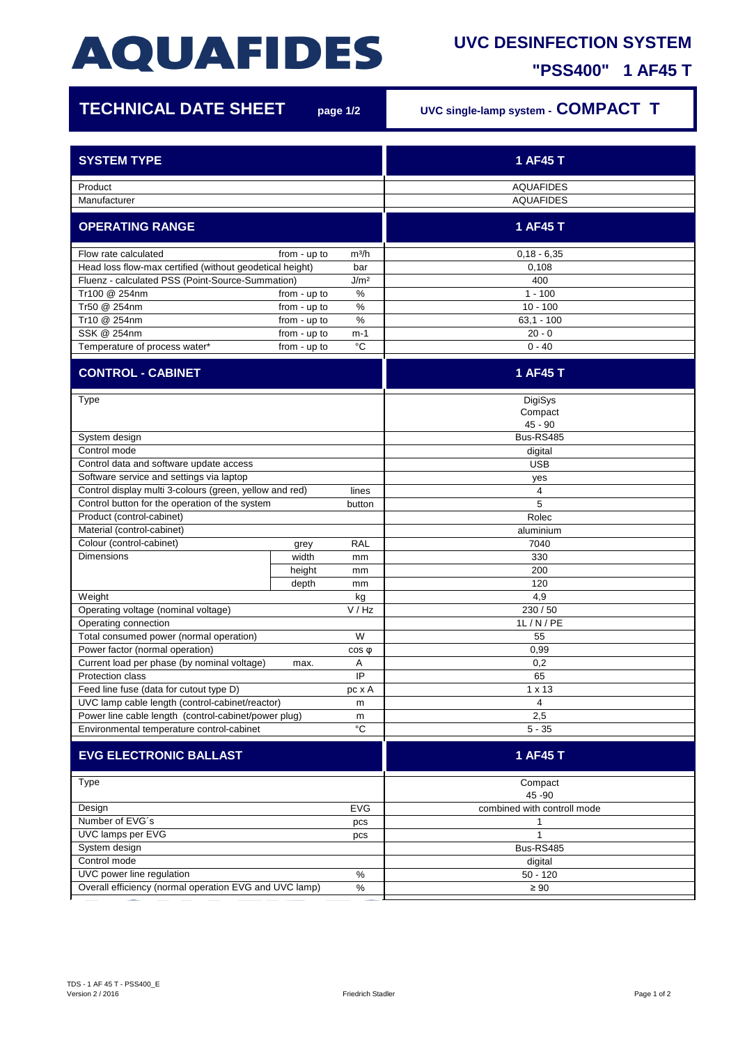# AQUAFIDES

## UVC DESINFECTION SYSTEM

## "PSS400" 1 AF45 T

**TECHNICAL DATE SHEET** page 1/2

UVC single-lamp system - **COMPACT T**

| SYSTEM TYPE | | | 1 AF45 T |
|---|---|---|---|
| Product | | | AQUAFIDES |
| Manufacturer | | | AQUAFIDES |
| **OPERATING RANGE** | | | **1 AF45 T** |
| Flow rate calculated | from - up to | m³/h | 0,18 - 6,35 |
| Head loss flow-max certified (without geodetical height) | | bar | 0,108 |
| Fluenz - calculated PSS (Point-Source-Summation) | | J/m² | 400 |
| Tr100 @ 254nm | from - up to | % | 1 - 100 |
| Tr50 @ 254nm | from - up to | % | 10 - 100 |
| Tr10 @ 254nm | from - up to | % | 63,1 - 100 |
| SSK @ 254nm | from - up to | m-1 | 20 - 0 |
| Temperature of process water* | from - up to | °C | 0 - 40 |
| **CONTROL - CABINET** | | | **1 AF45 T** |
| Type | | | DigiSys Compact 45 - 90 |
| System design | | | Bus-RS485 |
| Control mode | | | digital |
| Control data and software update access | | | USB |
| Software service and settings via laptop | | | yes |
| Control display multi 3-colours (green, yellow and red) | | lines | 4 |
| Control button for the operation of the system | | button | 5 |
| Product (control-cabinet) | | | Rolec |
| Material (control-cabinet) | | | aluminium |
| Colour (control-cabinet) | grey | RAL | 7040 |
| Dimensions | width | mm | 330 |
| | height | mm | 200 |
| | depth | mm | 120 |
| Weight | | kg | 4,9 |
| Operating voltage (nominal voltage) | | V / Hz | 230 / 50 |
| Operating connection | | | 1L / N / PE |
| Total consumed power (normal operation) | | W | 55 |
| Power factor (normal operation) | | cos φ | 0,99 |
| Current load per phase (by nominal voltage) | max. | A | 0,2 |
| Protection class | | IP | 65 |
| Feed line fuse (data for cutout type D) | | pc x A | 1 x 13 |
| UVC lamp cable length (control-cabinet/reactor) | | m | 4 |
| Power line cable length (control-cabinet/power plug) | | m | 2,5 |
| Environmental temperature control-cabinet | | °C | 5 - 35 |
| **EVG ELECTRONIC BALLAST** | | | **1 AF45 T** |
| Type | | | Compact 45 -90 |
| Design | | EVG | combined with controll mode |
| Number of EVG´s | | pcs | 1 |
| UVC lamps per EVG | | pcs | 1 |
| System design | | | Bus-RS485 |
| Control mode | | | digital |
| UVC power line regulation | | % | 50 - 120 |
| Overall efficiency (normal operation EVG and UVC lamp) | | % | ≥ 90 |

TDS - 1 AF 45 T - PSS400_E
Version 2 / 2016

Friedrich Stadler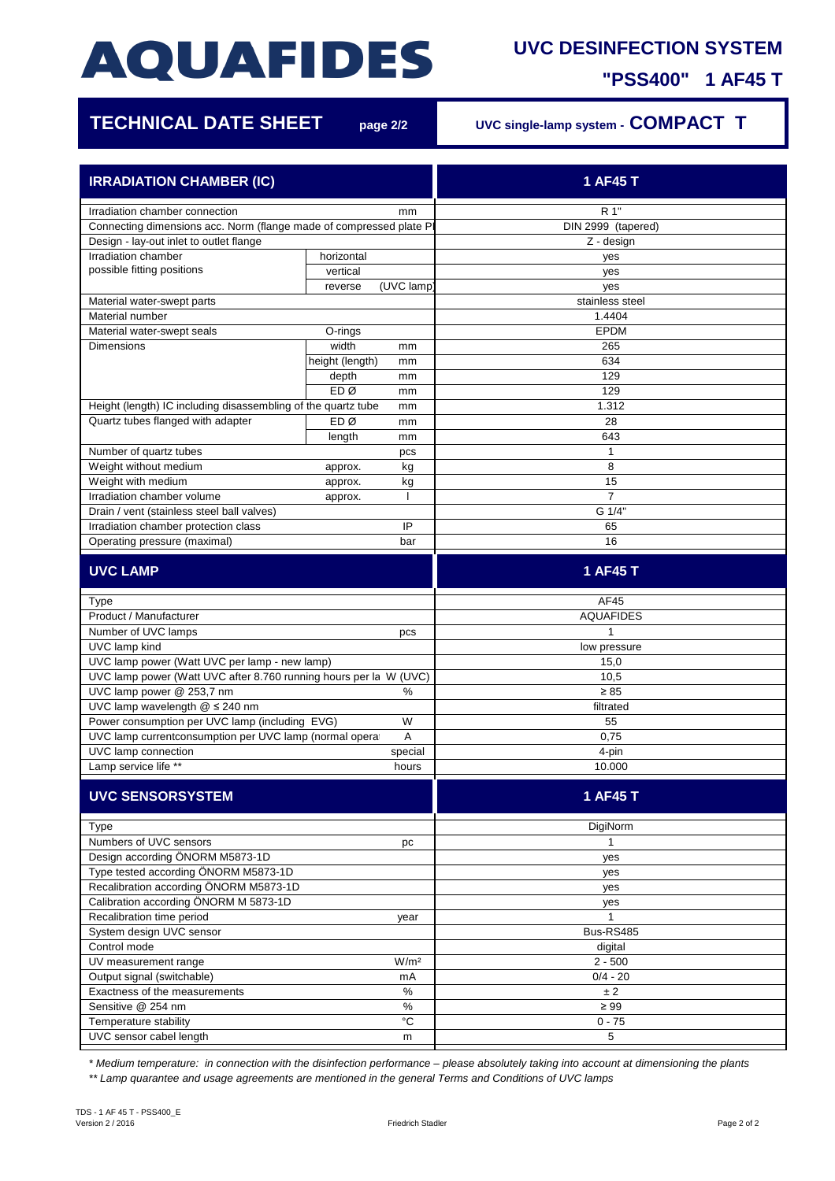# AQUAFIDES

## UVC DESINFECTION SYSTEM

## "PSS400" 1 AF45 T

## TECHNICAL DATE SHEET page 2/2

UVC single-lamp system - **COMPACT T**

| IRRADIATION CHAMBER (IC) | | | 1 AF45 T |
|---|---|---|---|
| Irradiation chamber connection | | mm | R 1" |
| Connecting dimensions acc. Norm (flange made of compressed plate Pl | | | DIN 2999 (tapered) |
| Design - lay-out inlet to outlet flange | | | Z - design |
| Irradiation chamber possible fitting positions | horizontal | | yes |
| | vertical | | yes |
| | reverse | (UVC lamp) | yes |
| Material water-swept parts | | | stainless steel |
| Material number | | | 1.4404 |
| Material water-swept seals | O-rings | | EPDM |
| Dimensions | width | mm | 265 |
| | height (length) | mm | 634 |
| | depth | mm | 129 |
| | ED Ø | mm | 129 |
| Height (length) IC including disassembling of the quartz tube | | mm | 1.312 |
| Quartz tubes flanged with adapter | ED Ø | mm | 28 |
| | length | mm | 643 |
| Number of quartz tubes | | pcs | 1 |
| Weight without medium | approx. | kg | 8 |
| Weight with medium | approx. | kg | 15 |
| Irradiation chamber volume | approx. | l | 7 |
| Drain / vent (stainless steel ball valves) | | | G 1/4" |
| Irradiation chamber protection class | | IP | 65 |
| Operating pressure (maximal) | | bar | 16 |

| UVC LAMP | | 1 AF45 T |
|---|---|---|
| Type | | AF45 |
| Product / Manufacturer | | AQUAFIDES |
| Number of UVC lamps | pcs | 1 |
| UVC lamp kind | | low pressure |
| UVC lamp power (Watt UVC per lamp - new lamp) | | 15,0 |
| UVC lamp power (Watt UVC after 8.760 running hours per la W (UVC) | | 10,5 |
| UVC lamp power @ 253,7 nm | % | ≥ 85 |
| UVC lamp wavelength @ ≤ 240 nm | | filtrated |
| Power consumption per UVC lamp (including EVG) | W | 55 |
| UVC lamp currentconsumption per UVC lamp (normal opera | A | 0,75 |
| UVC lamp connection | special | 4-pin |
| Lamp service life ** | hours | 10.000 |

| UVC SENSORSYSTEM | | 1 AF45 T |
|---|---|---|
| Type | | DigiNorm |
| Numbers of UVC sensors | pc | 1 |
| Design according ÖNORM M5873-1D | | yes |
| Type tested according ÖNORM M5873-1D | | yes |
| Recalibration according ÖNORM M5873-1D | | yes |
| Calibration according ÖNORM M 5873-1D | | yes |
| Recalibration time period | year | 1 |
| System design UVC sensor | | Bus-RS485 |
| Control mode | | digital |
| UV measurement range | W/m² | 2 - 500 |
| Output signal (switchable) | mA | 0/4 - 20 |
| Exactness of the measurements | % | ± 2 |
| Sensitive @ 254 nm | % | ≥ 99 |
| Temperature stability | °C | 0 - 75 |
| UVC sensor cabel length | m | 5 |

*\* Medium temperature: in connection with the disinfection performance – please absolutely taking into account at dimensioning the plants*

*\*\* Lamp quarantee and usage agreements are mentioned in the general Terms and Conditions of UVC lamps*

TDS - 1 AF 45 T - PSS400_E
Version 2 / 2016

Friedrich Stadler